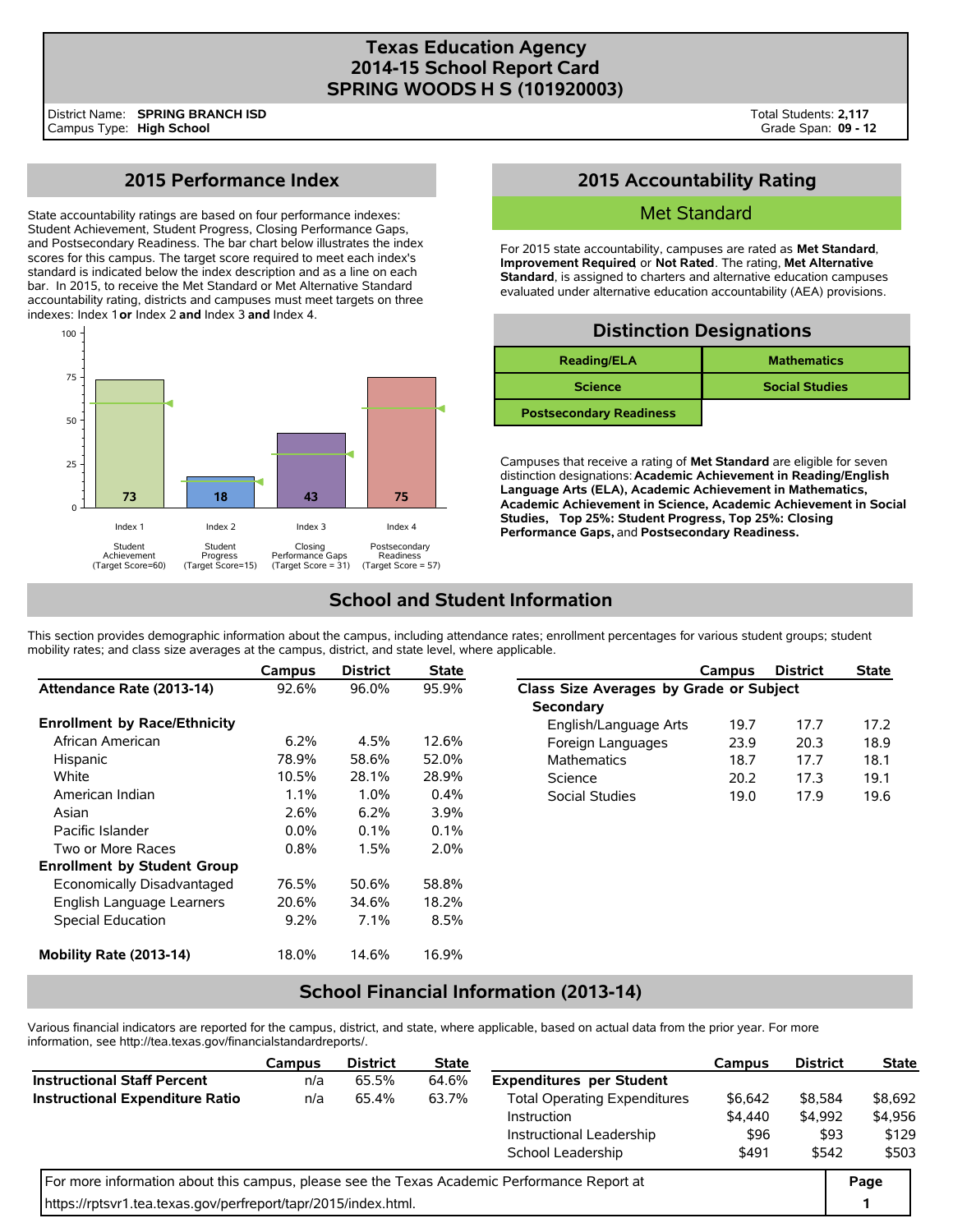# Texas Education Agency
# 2014-15 School Report Card
# SPRING WOODS H S (101920003)

District Name: **SPRING BRANCH ISD**
Campus Type: **High School**

Total Students: **2,117**
Grade Span: **09 - 12**

## 2015 Performance Index

State accountability ratings are based on four performance indexes: Student Achievement, Student Progress, Closing Performance Gaps, and Postsecondary Readiness. The bar chart below illustrates the index scores for this campus. The target score required to meet each index's standard is indicated below the index description and as a line on each bar. In 2015, to receive the Met Standard or Met Alternative Standard accountability rating, districts and campuses must meet targets on three indexes: Index 1 **or** Index 2 **and** Index 3 **and** Index 4.

| Index | Description | Score | Target Score |
|---|---|---|---|
| Index 1 | Student Achievement | 73 | 60 |
| Index 2 | Student Progress | 18 | 15 |
| Index 3 | Closing Performance Gaps | 43 | 31 |
| Index 4 | Postsecondary Readiness | 75 | 57 |

## 2015 Accountability Rating

Met Standard

For 2015 state accountability, campuses are rated as **Met Standard**, **Improvement Required**, or **Not Rated**. The rating, **Met Alternative Standard**, is assigned to charters and alternative education campuses evaluated under alternative education accountability (AEA) provisions.

## Distinction Designations

| | |
|---|---|
| **Reading/ELA** | **Mathematics** |
| **Science** | **Social Studies** |
| **Postsecondary Readiness** | |

Campuses that receive a rating of **Met Standard** are eligible for seven distinction designations: **Academic Achievement in Reading/English Language Arts (ELA), Academic Achievement in Mathematics, Academic Achievement in Science, Academic Achievement in Social Studies, Top 25%: Student Progress, Top 25%: Closing Performance Gaps,** and **Postsecondary Readiness.**

## School and Student Information

This section provides demographic information about the campus, including attendance rates; enrollment percentages for various student groups; student mobility rates; and class size averages at the campus, district, and state level, where applicable.

| | Campus | District | State |
|---|---|---|---|
| **Attendance Rate (2013-14)** | 92.6% | 96.0% | 95.9% |
| **Enrollment by Race/Ethnicity** | | | |
| African American | 6.2% | 4.5% | 12.6% |
| Hispanic | 78.9% | 58.6% | 52.0% |
| White | 10.5% | 28.1% | 28.9% |
| American Indian | 1.1% | 1.0% | 0.4% |
| Asian | 2.6% | 6.2% | 3.9% |
| Pacific Islander | 0.0% | 0.1% | 0.1% |
| Two or More Races | 0.8% | 1.5% | 2.0% |
| **Enrollment by Student Group** | | | |
| Economically Disadvantaged | 76.5% | 50.6% | 58.8% |
| English Language Learners | 20.6% | 34.6% | 18.2% |
| Special Education | 9.2% | 7.1% | 8.5% |
| **Mobility Rate (2013-14)** | 18.0% | 14.6% | 16.9% |

| | Campus | District | State |
|---|---|---|---|
| **Class Size Averages by Grade or Subject** | | | |
| **Secondary** | | | |
| English/Language Arts | 19.7 | 17.7 | 17.2 |
| Foreign Languages | 23.9 | 20.3 | 18.9 |
| Mathematics | 18.7 | 17.7 | 18.1 |
| Science | 20.2 | 17.3 | 19.1 |
| Social Studies | 19.0 | 17.9 | 19.6 |

## School Financial Information (2013-14)

Various financial indicators are reported for the campus, district, and state, where applicable, based on actual data from the prior year. For more information, see http://tea.texas.gov/financialstandardreports/.

| | Campus | District | State |
|---|---|---|---|
| **Instructional Staff Percent** | n/a | 65.5% | 64.6% |
| **Instructional Expenditure Ratio** | n/a | 65.4% | 63.7% |

| | Campus | District | State |
|---|---|---|---|
| **Expenditures per Student** | | | |
| Total Operating Expenditures | $6,642 | $8,584 | $8,692 |
| Instruction | $4,440 | $4,992 | $4,956 |
| Instructional Leadership | $96 | $93 | $129 |
| School Leadership | $491 | $542 | $503 |

For more information about this campus, please see the Texas Academic Performance Report at https://rptsvr1.tea.texas.gov/perfreport/tapr/2015/index.html.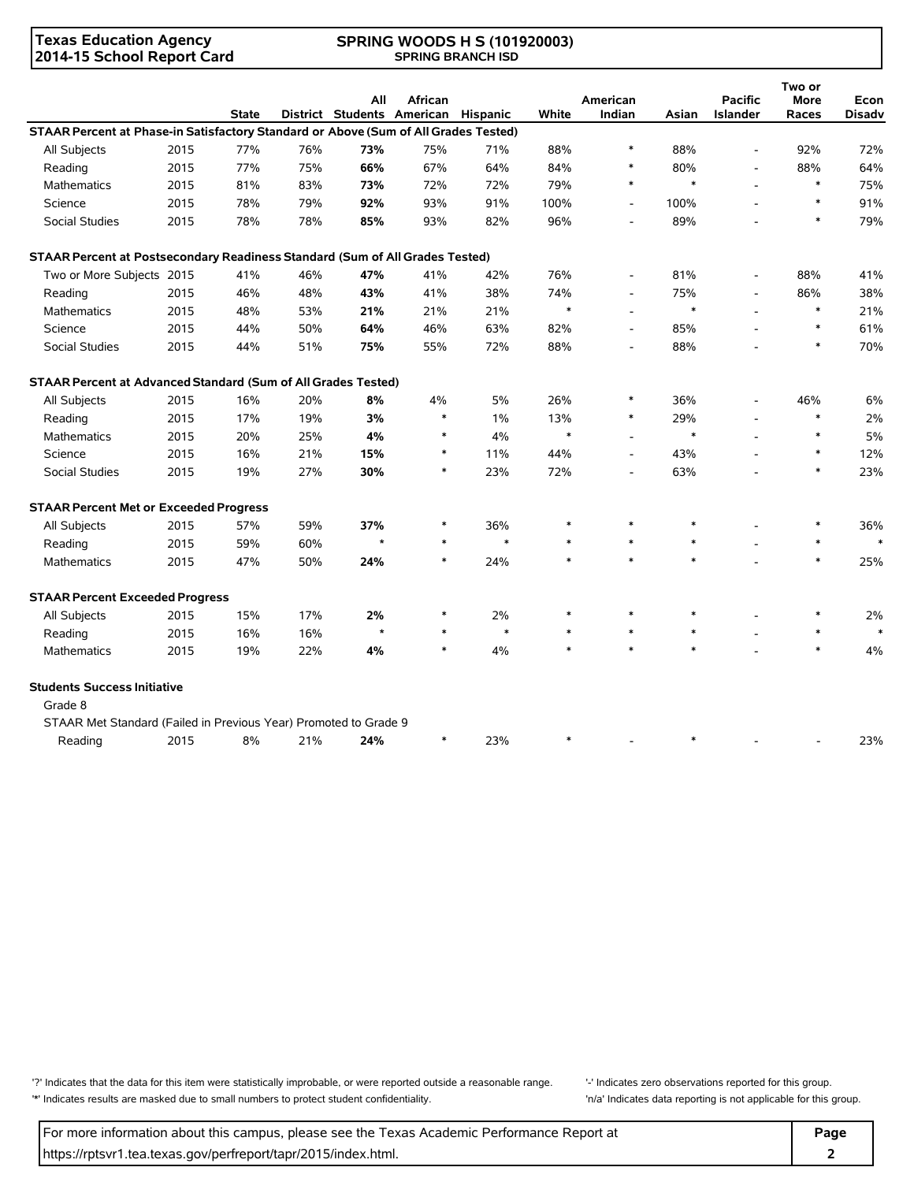Texas Education Agency
2014-15 School Report Card

SPRING WOODS H S (101920003)
SPRING BRANCH ISD

| | | State | District | All Students | African American | Hispanic | White | American Indian | Asian | Pacific Islander | Two or More Races | Econ Disadv |
|---|---|---|---|---|---|---|---|---|---|---|---|---|
| **STAAR Percent at Phase-in Satisfactory Standard or Above (Sum of All Grades Tested)** | | | | | | | | | | | | |
| All Subjects | 2015 | 77% | 76% | **73%** | 75% | 71% | 88% | * | 88% | - | 92% | 72% |
| Reading | 2015 | 77% | 75% | **66%** | 67% | 64% | 84% | * | 80% | - | 88% | 64% |
| Mathematics | 2015 | 81% | 83% | **73%** | 72% | 72% | 79% | * | * | - | * | 75% |
| Science | 2015 | 78% | 79% | **92%** | 93% | 91% | 100% | - | 100% | - | * | 91% |
| Social Studies | 2015 | 78% | 78% | **85%** | 93% | 82% | 96% | - | 89% | - | * | 79% |
| **STAAR Percent at Postsecondary Readiness Standard (Sum of All Grades Tested)** | | | | | | | | | | | | |
| Two or More Subjects | 2015 | 41% | 46% | **47%** | 41% | 42% | 76% | - | 81% | - | 88% | 41% |
| Reading | 2015 | 46% | 48% | **43%** | 41% | 38% | 74% | - | 75% | - | 86% | 38% |
| Mathematics | 2015 | 48% | 53% | **21%** | 21% | 21% | * | - | * | - | * | 21% |
| Science | 2015 | 44% | 50% | **64%** | 46% | 63% | 82% | - | 85% | - | * | 61% |
| Social Studies | 2015 | 44% | 51% | **75%** | 55% | 72% | 88% | - | 88% | - | * | 70% |
| **STAAR Percent at Advanced Standard (Sum of All Grades Tested)** | | | | | | | | | | | | |
| All Subjects | 2015 | 16% | 20% | **8%** | 4% | 5% | 26% | * | 36% | - | 46% | 6% |
| Reading | 2015 | 17% | 19% | **3%** | * | 1% | 13% | * | 29% | - | * | 2% |
| Mathematics | 2015 | 20% | 25% | **4%** | * | 4% | * | - | * | - | * | 5% |
| Science | 2015 | 16% | 21% | **15%** | * | 11% | 44% | - | 43% | - | * | 12% |
| Social Studies | 2015 | 19% | 27% | **30%** | * | 23% | 72% | - | 63% | - | * | 23% |
| **STAAR Percent Met or Exceeded Progress** | | | | | | | | | | | | |
| All Subjects | 2015 | 57% | 59% | **37%** | * | 36% | * | * | * | - | * | 36% |
| Reading | 2015 | 59% | 60% | * | * | * | * | * | * | - | * | * |
| Mathematics | 2015 | 47% | 50% | **24%** | * | 24% | * | * | * | - | * | 25% |
| **STAAR Percent Exceeded Progress** | | | | | | | | | | | | |
| All Subjects | 2015 | 15% | 17% | **2%** | * | 2% | * | * | * | - | * | 2% |
| Reading | 2015 | 16% | 16% | * | * | * | * | * | * | - | * | * |
| Mathematics | 2015 | 19% | 22% | **4%** | * | 4% | * | * | * | - | * | 4% |
| **Students Success Initiative** | | | | | | | | | | | | |
| Grade 8 | | | | | | | | | | | | |
| STAAR Met Standard (Failed in Previous Year) Promoted to Grade 9 | | | | | | | | | | | | |
| Reading | 2015 | 8% | 21% | **24%** | * | 23% | * | - | * | - | - | 23% |

'?' Indicates that the data for this item were statistically improbable, or were reported outside a reasonable range.
'*' Indicates results are masked due to small numbers to protect student confidentiality.
'-' Indicates zero observations reported for this group.
'n/a' Indicates data reporting is not applicable for this group.

For more information about this campus, please see the Texas Academic Performance Report at https://rptsvr1.tea.texas.gov/perfreport/tapr/2015/index.html.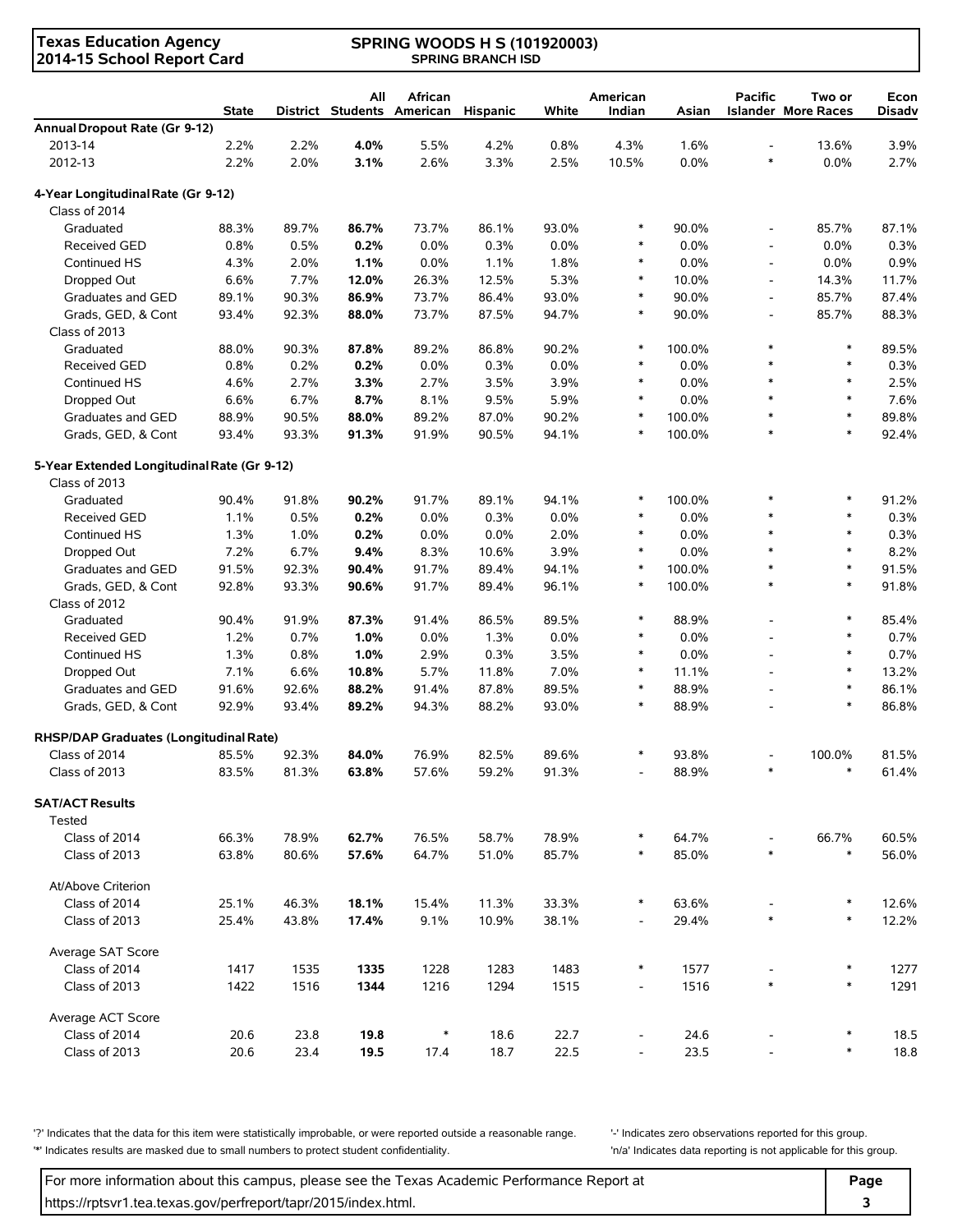**Texas Education Agency**
**2014-15 School Report Card**

**SPRING WOODS H S (101920003)**
**SPRING BRANCH ISD**

| | State | District | All Students | African American | Hispanic | White | American Indian | Asian | Pacific Islander | Two or More Races | Econ Disadv |
|---|---|---|---|---|---|---|---|---|---|---|---|
| **Annual Dropout Rate (Gr 9-12)** | | | | | | | | | | | |
| 2013-14 | 2.2% | 2.2% | **4.0%** | 5.5% | 4.2% | 0.8% | 4.3% | 1.6% | - | 13.6% | 3.9% |
| 2012-13 | 2.2% | 2.0% | **3.1%** | 2.6% | 3.3% | 2.5% | 10.5% | 0.0% | * | 0.0% | 2.7% |
| **4-Year Longitudinal Rate (Gr 9-12)** | | | | | | | | | | | |
| Class of 2014 | | | | | | | | | | | |
| Graduated | 88.3% | 89.7% | **86.7%** | 73.7% | 86.1% | 93.0% | * | 90.0% | - | 85.7% | 87.1% |
| Received GED | 0.8% | 0.5% | **0.2%** | 0.0% | 0.3% | 0.0% | * | 0.0% | - | 0.0% | 0.3% |
| Continued HS | 4.3% | 2.0% | **1.1%** | 0.0% | 1.1% | 1.8% | * | 0.0% | - | 0.0% | 0.9% |
| Dropped Out | 6.6% | 7.7% | **12.0%** | 26.3% | 12.5% | 5.3% | * | 10.0% | - | 14.3% | 11.7% |
| Graduates and GED | 89.1% | 90.3% | **86.9%** | 73.7% | 86.4% | 93.0% | * | 90.0% | - | 85.7% | 87.4% |
| Grads, GED, & Cont | 93.4% | 92.3% | **88.0%** | 73.7% | 87.5% | 94.7% | * | 90.0% | - | 85.7% | 88.3% |
| Class of 2013 | | | | | | | | | | | |
| Graduated | 88.0% | 90.3% | **87.8%** | 89.2% | 86.8% | 90.2% | * | 100.0% | * | * | 89.5% |
| Received GED | 0.8% | 0.2% | **0.2%** | 0.0% | 0.3% | 0.0% | * | 0.0% | * | * | 0.3% |
| Continued HS | 4.6% | 2.7% | **3.3%** | 2.7% | 3.5% | 3.9% | * | 0.0% | * | * | 2.5% |
| Dropped Out | 6.6% | 6.7% | **8.7%** | 8.1% | 9.5% | 5.9% | * | 0.0% | * | * | 7.6% |
| Graduates and GED | 88.9% | 90.5% | **88.0%** | 89.2% | 87.0% | 90.2% | * | 100.0% | * | * | 89.8% |
| Grads, GED, & Cont | 93.4% | 93.3% | **91.3%** | 91.9% | 90.5% | 94.1% | * | 100.0% | * | * | 92.4% |
| **5-Year Extended Longitudinal Rate (Gr 9-12)** | | | | | | | | | | | |
| Class of 2013 | | | | | | | | | | | |
| Graduated | 90.4% | 91.8% | **90.2%** | 91.7% | 89.1% | 94.1% | * | 100.0% | * | * | 91.2% |
| Received GED | 1.1% | 0.5% | **0.2%** | 0.0% | 0.3% | 0.0% | * | 0.0% | * | * | 0.3% |
| Continued HS | 1.3% | 1.0% | **0.2%** | 0.0% | 0.0% | 2.0% | * | 0.0% | * | * | 0.3% |
| Dropped Out | 7.2% | 6.7% | **9.4%** | 8.3% | 10.6% | 3.9% | * | 0.0% | * | * | 8.2% |
| Graduates and GED | 91.5% | 92.3% | **90.4%** | 91.7% | 89.4% | 94.1% | * | 100.0% | * | * | 91.5% |
| Grads, GED, & Cont | 92.8% | 93.3% | **90.6%** | 91.7% | 89.4% | 96.1% | * | 100.0% | * | * | 91.8% |
| Class of 2012 | | | | | | | | | | | |
| Graduated | 90.4% | 91.9% | **87.3%** | 91.4% | 86.5% | 89.5% | * | 88.9% | - | * | 85.4% |
| Received GED | 1.2% | 0.7% | **1.0%** | 0.0% | 1.3% | 0.0% | * | 0.0% | - | * | 0.7% |
| Continued HS | 1.3% | 0.8% | **1.0%** | 2.9% | 0.3% | 3.5% | * | 0.0% | - | * | 0.7% |
| Dropped Out | 7.1% | 6.6% | **10.8%** | 5.7% | 11.8% | 7.0% | * | 11.1% | - | * | 13.2% |
| Graduates and GED | 91.6% | 92.6% | **88.2%** | 91.4% | 87.8% | 89.5% | * | 88.9% | - | * | 86.1% |
| Grads, GED, & Cont | 92.9% | 93.4% | **89.2%** | 94.3% | 88.2% | 93.0% | * | 88.9% | - | * | 86.8% |
| **RHSP/DAP Graduates (Longitudinal Rate)** | | | | | | | | | | | |
| Class of 2014 | 85.5% | 92.3% | **84.0%** | 76.9% | 82.5% | 89.6% | * | 93.8% | - | 100.0% | 81.5% |
| Class of 2013 | 83.5% | 81.3% | **63.8%** | 57.6% | 59.2% | 91.3% | - | 88.9% | * | * | 61.4% |
| **SAT/ACT Results** | | | | | | | | | | | |
| Tested | | | | | | | | | | | |
| Class of 2014 | 66.3% | 78.9% | **62.7%** | 76.5% | 58.7% | 78.9% | * | 64.7% | - | 66.7% | 60.5% |
| Class of 2013 | 63.8% | 80.6% | **57.6%** | 64.7% | 51.0% | 85.7% | * | 85.0% | * | * | 56.0% |
| At/Above Criterion | | | | | | | | | | | |
| Class of 2014 | 25.1% | 46.3% | **18.1%** | 15.4% | 11.3% | 33.3% | * | 63.6% | - | * | 12.6% |
| Class of 2013 | 25.4% | 43.8% | **17.4%** | 9.1% | 10.9% | 38.1% | - | 29.4% | * | * | 12.2% |
| Average SAT Score | | | | | | | | | | | |
| Class of 2014 | 1417 | 1535 | **1335** | 1228 | 1283 | 1483 | * | 1577 | - | * | 1277 |
| Class of 2013 | 1422 | 1516 | **1344** | 1216 | 1294 | 1515 | - | 1516 | * | * | 1291 |
| Average ACT Score | | | | | | | | | | | |
| Class of 2014 | 20.6 | 23.8 | **19.8** | * | 18.6 | 22.7 | - | 24.6 | - | * | 18.5 |
| Class of 2013 | 20.6 | 23.4 | **19.5** | 17.4 | 18.7 | 22.5 | - | 23.5 | - | * | 18.8 |

'?' Indicates that the data for this item were statistically improbable, or were reported outside a reasonable range.
'*' Indicates results are masked due to small numbers to protect student confidentiality.
'-' Indicates zero observations reported for this group.
'n/a' Indicates data reporting is not applicable for this group.

For more information about this campus, please see the Texas Academic Performance Report at https://rptsvr1.tea.texas.gov/perfreport/tapr/2015/index.html.